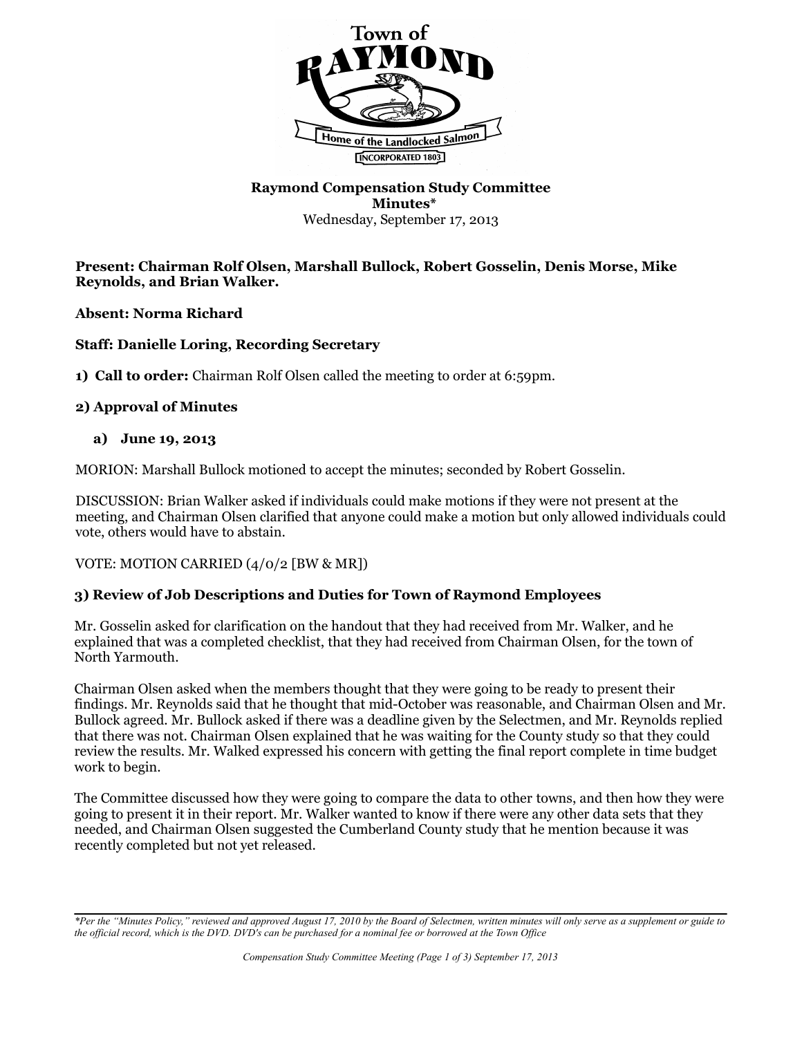Town of RAYMOND

Home of the Landlocked Salmon

INCORPORATED 1803

**Raymond Compensation Study Committee**
**Minutes***
Wednesday, September 17, 2013

**Present: Chairman Rolf Olsen, Marshall Bullock, Robert Gosselin, Denis Morse, Mike Reynolds, and Brian Walker.**

**Absent: Norma Richard**

**Staff: Danielle Loring, Recording Secretary**

**1) Call to order:** Chairman Rolf Olsen called the meeting to order at 6:59pm.

**2) Approval of Minutes**

**a) June 19, 2013**

MORION: Marshall Bullock motioned to accept the minutes; seconded by Robert Gosselin.

DISCUSSION: Brian Walker asked if individuals could make motions if they were not present at the meeting, and Chairman Olsen clarified that anyone could make a motion but only allowed individuals could vote, others would have to abstain.

VOTE: MOTION CARRIED (4/0/2 [BW & MR])

**3) Review of Job Descriptions and Duties for Town of Raymond Employees**

Mr. Gosselin asked for clarification on the handout that they had received from Mr. Walker, and he explained that was a completed checklist, that they had received from Chairman Olsen, for the town of North Yarmouth.

Chairman Olsen asked when the members thought that they were going to be ready to present their findings. Mr. Reynolds said that he thought that mid-October was reasonable, and Chairman Olsen and Mr. Bullock agreed. Mr. Bullock asked if there was a deadline given by the Selectmen, and Mr. Reynolds replied that there was not. Chairman Olsen explained that he was waiting for the County study so that they could review the results. Mr. Walked expressed his concern with getting the final report complete in time budget work to begin.

The Committee discussed how they were going to compare the data to other towns, and then how they were going to present it in their report. Mr. Walker wanted to know if there were any other data sets that they needed, and Chairman Olsen suggested the Cumberland County study that he mention because it was recently completed but not yet released.

*\*Per the "Minutes Policy," reviewed and approved August 17, 2010 by the Board of Selectmen, written minutes will only serve as a supplement or guide to the official record, which is the DVD. DVD's can be purchased for a nominal fee or borrowed at the Town Office*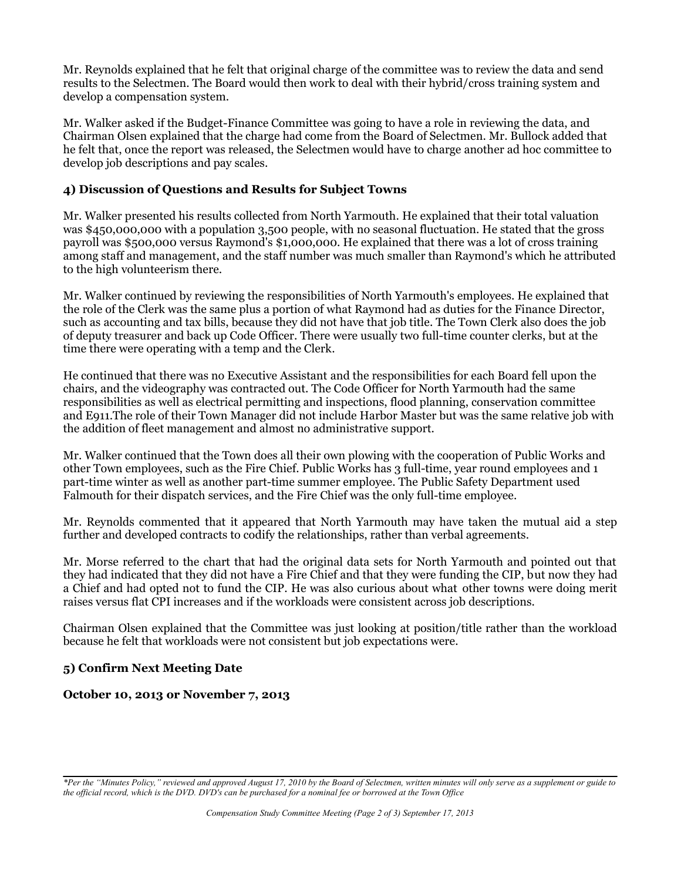Mr. Reynolds explained that he felt that original charge of the committee was to review the data and send results to the Selectmen. The Board would then work to deal with their hybrid/cross training system and develop a compensation system.

Mr. Walker asked if the Budget-Finance Committee was going to have a role in reviewing the data, and Chairman Olsen explained that the charge had come from the Board of Selectmen. Mr. Bullock added that he felt that, once the report was released, the Selectmen would have to charge another ad hoc committee to develop job descriptions and pay scales.

**4) Discussion of Questions and Results for Subject Towns**

Mr. Walker presented his results collected from North Yarmouth. He explained that their total valuation was $450,000,000 with a population 3,500 people, with no seasonal fluctuation. He stated that the gross payroll was $500,000 versus Raymond's $1,000,000. He explained that there was a lot of cross training among staff and management, and the staff number was much smaller than Raymond's which he attributed to the high volunteerism there.

Mr. Walker continued by reviewing the responsibilities of North Yarmouth's employees. He explained that the role of the Clerk was the same plus a portion of what Raymond had as duties for the Finance Director, such as accounting and tax bills, because they did not have that job title. The Town Clerk also does the job of deputy treasurer and back up Code Officer. There were usually two full-time counter clerks, but at the time there were operating with a temp and the Clerk.

He continued that there was no Executive Assistant and the responsibilities for each Board fell upon the chairs, and the videography was contracted out. The Code Officer for North Yarmouth had the same responsibilities as well as electrical permitting and inspections, flood planning, conservation committee and E911.The role of their Town Manager did not include Harbor Master but was the same relative job with the addition of fleet management and almost no administrative support.

Mr. Walker continued that the Town does all their own plowing with the cooperation of Public Works and other Town employees, such as the Fire Chief. Public Works has 3 full-time, year round employees and 1 part-time winter as well as another part-time summer employee. The Public Safety Department used Falmouth for their dispatch services, and the Fire Chief was the only full-time employee.

Mr. Reynolds commented that it appeared that North Yarmouth may have taken the mutual aid a step further and developed contracts to codify the relationships, rather than verbal agreements.

Mr. Morse referred to the chart that had the original data sets for North Yarmouth and pointed out that they had indicated that they did not have a Fire Chief and that they were funding the CIP, but now they had a Chief and had opted not to fund the CIP. He was also curious about what other towns were doing merit raises versus flat CPI increases and if the workloads were consistent across job descriptions.

Chairman Olsen explained that the Committee was just looking at position/title rather than the workload because he felt that workloads were not consistent but job expectations were.

**5) Confirm Next Meeting Date**

**October 10, 2013 or November 7, 2013**

*\*Per the "Minutes Policy," reviewed and approved August 17, 2010 by the Board of Selectmen, written minutes will only serve as a supplement or guide to the official record, which is the DVD. DVD's can be purchased for a nominal fee or borrowed at the Town Office*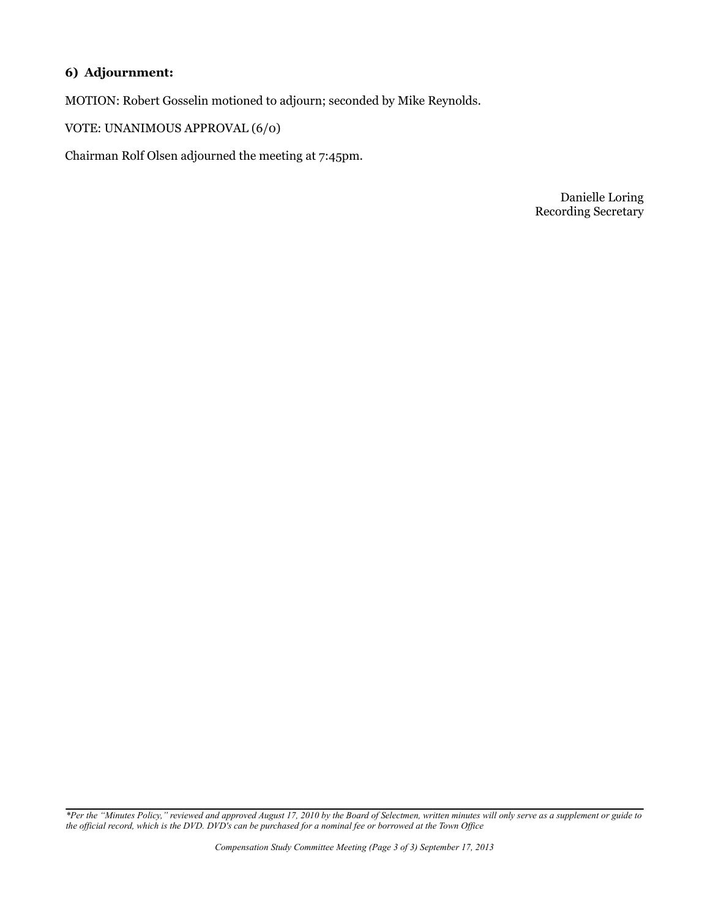### 6) Adjournment:

MOTION: Robert Gosselin motioned to adjourn; seconded by Mike Reynolds.

VOTE: UNANIMOUS APPROVAL (6/0)

Chairman Rolf Olsen adjourned the meeting at 7:45pm.

Danielle Loring
Recording Secretary

*Per the "Minutes Policy," reviewed and approved August 17, 2010 by the Board of Selectmen, written minutes will only serve as a supplement or guide to the official record, which is the DVD. DVD's can be purchased for a nominal fee or borrowed at the Town Office*